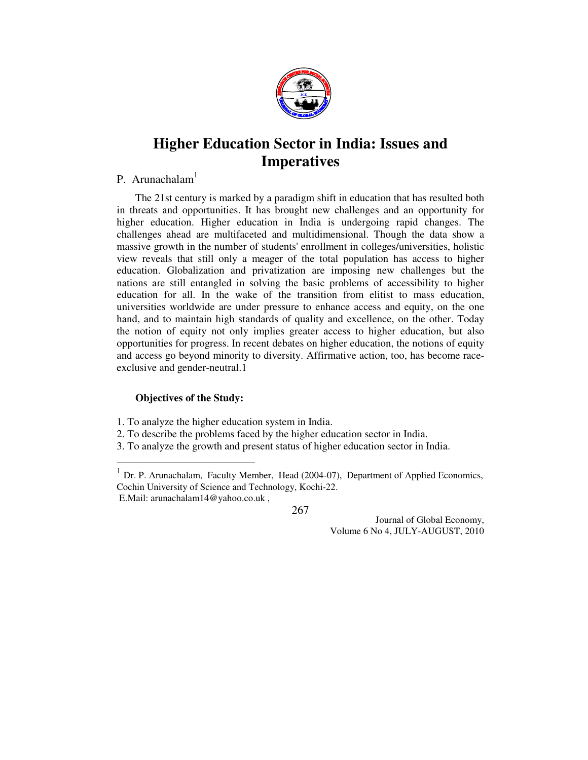# Higher Education Sector in India: Issues and Imperatives

P. Arunachalam[1]

The 21st century is marked by a paradigm shift in education that has resulted both in threats and opportunities. It has brought new challenges and an opportunity for higher education. Higher education in India is undergoing rapid changes. The challenges ahead are multifaceted and multidimensional. Though the data show a massive growth in the number of students' enrollment in colleges/universities, holistic view reveals that still only a meager of the total population has access to higher education. Globalization and privatization are imposing new challenges but the nations are still entangled in solving the basic problems of accessibility to higher education for all. In the wake of the transition from elitist to mass education, universities worldwide are under pressure to enhance access and equity, on the one hand, and to maintain high standards of quality and excellence, on the other. Today the notion of equity not only implies greater access to higher education, but also opportunities for progress. In recent debates on higher education, the notions of equity and access go beyond minority to diversity. Affirmative action, too, has become race-exclusive and gender-neutral.1

**Objectives of the Study:**

1. To analyze the higher education system in India.
2. To describe the problems faced by the higher education sector in India.
3. To analyze the growth and present status of higher education sector in India.

---

[1] Dr. P. Arunachalam, Faculty Member, Head (2004-07), Department of Applied Economics, Cochin University of Science and Technology, Kochi-22.
E.Mail: arunachalam14@yahoo.co.uk ,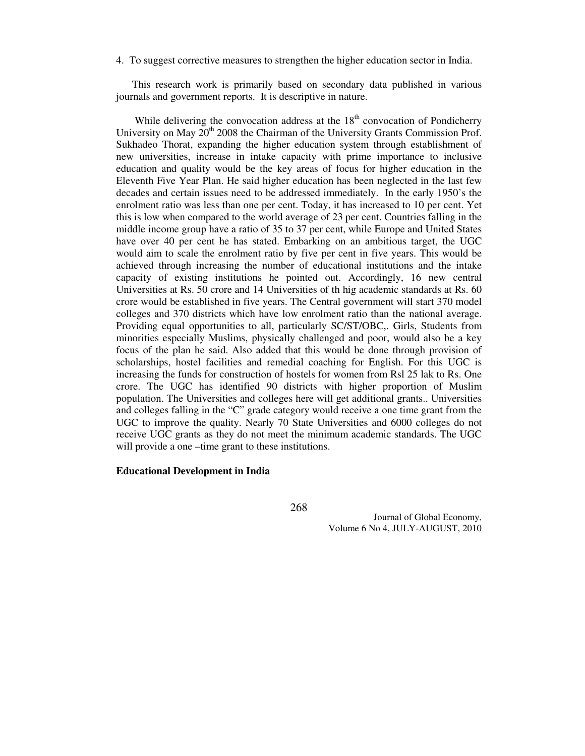4. To suggest corrective measures to strengthen the higher education sector in India.

This research work is primarily based on secondary data published in various journals and government reports. It is descriptive in nature.

While delivering the convocation address at the 18th convocation of Pondicherry University on May 20th 2008 the Chairman of the University Grants Commission Prof. Sukhadeo Thorat, expanding the higher education system through establishment of new universities, increase in intake capacity with prime importance to inclusive education and quality would be the key areas of focus for higher education in the Eleventh Five Year Plan. He said higher education has been neglected in the last few decades and certain issues need to be addressed immediately. In the early 1950's the enrolment ratio was less than one per cent. Today, it has increased to 10 per cent. Yet this is low when compared to the world average of 23 per cent. Countries falling in the middle income group have a ratio of 35 to 37 per cent, while Europe and United States have over 40 per cent he has stated. Embarking on an ambitious target, the UGC would aim to scale the enrolment ratio by five per cent in five years. This would be achieved through increasing the number of educational institutions and the intake capacity of existing institutions he pointed out. Accordingly, 16 new central Universities at Rs. 50 crore and 14 Universities of th hig academic standards at Rs. 60 crore would be established in five years. The Central government will start 370 model colleges and 370 districts which have low enrolment ratio than the national average. Providing equal opportunities to all, particularly SC/ST/OBC,. Girls, Students from minorities especially Muslims, physically challenged and poor, would also be a key focus of the plan he said. Also added that this would be done through provision of scholarships, hostel facilities and remedial coaching for English. For this UGC is increasing the funds for construction of hostels for women from Rsl 25 lak to Rs. One crore. The UGC has identified 90 districts with higher proportion of Muslim population. The Universities and colleges here will get additional grants.. Universities and colleges falling in the "C" grade category would receive a one time grant from the UGC to improve the quality. Nearly 70 State Universities and 6000 colleges do not receive UGC grants as they do not meet the minimum academic standards. The UGC will provide a one –time grant to these institutions.

**Educational Development in India**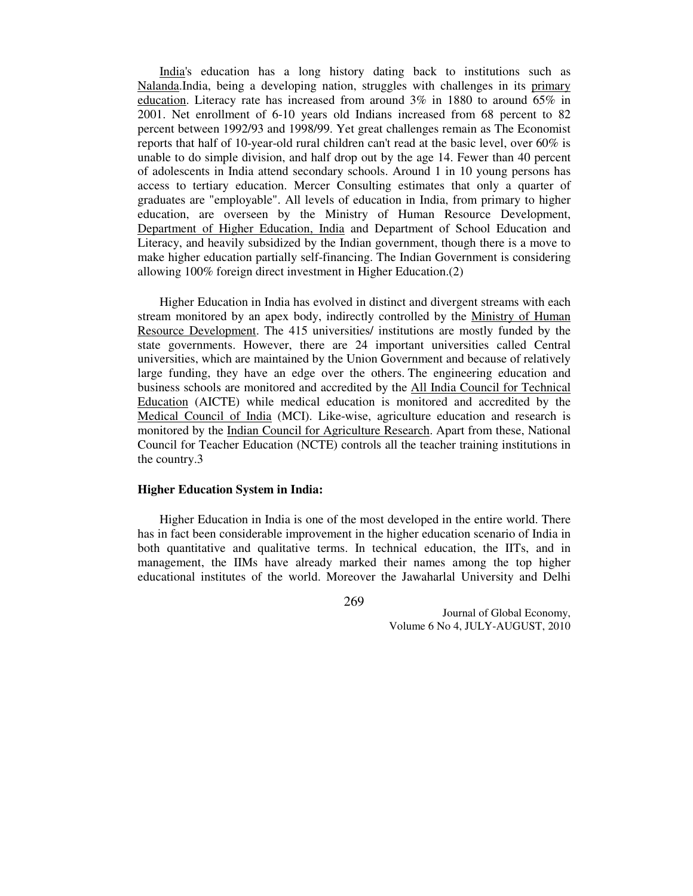India's education has a long history dating back to institutions such as Nalanda.India, being a developing nation, struggles with challenges in its primary education. Literacy rate has increased from around 3% in 1880 to around 65% in 2001. Net enrollment of 6-10 years old Indians increased from 68 percent to 82 percent between 1992/93 and 1998/99. Yet great challenges remain as The Economist reports that half of 10-year-old rural children can't read at the basic level, over 60% is unable to do simple division, and half drop out by the age 14. Fewer than 40 percent of adolescents in India attend secondary schools. Around 1 in 10 young persons has access to tertiary education. Mercer Consulting estimates that only a quarter of graduates are "employable". All levels of education in India, from primary to higher education, are overseen by the Ministry of Human Resource Development, Department of Higher Education, India and Department of School Education and Literacy, and heavily subsidized by the Indian government, though there is a move to make higher education partially self-financing. The Indian Government is considering allowing 100% foreign direct investment in Higher Education.(2)

Higher Education in India has evolved in distinct and divergent streams with each stream monitored by an apex body, indirectly controlled by the Ministry of Human Resource Development. The 415 universities/ institutions are mostly funded by the state governments. However, there are 24 important universities called Central universities, which are maintained by the Union Government and because of relatively large funding, they have an edge over the others. The engineering education and business schools are monitored and accredited by the All India Council for Technical Education (AICTE) while medical education is monitored and accredited by the Medical Council of India (MCI). Like-wise, agriculture education and research is monitored by the Indian Council for Agriculture Research. Apart from these, National Council for Teacher Education (NCTE) controls all the teacher training institutions in the country.3

**Higher Education System in India:**

Higher Education in India is one of the most developed in the entire world. There has in fact been considerable improvement in the higher education scenario of India in both quantitative and qualitative terms. In technical education, the IITs, and in management, the IIMs have already marked their names among the top higher educational institutes of the world. Moreover the Jawaharlal University and Delhi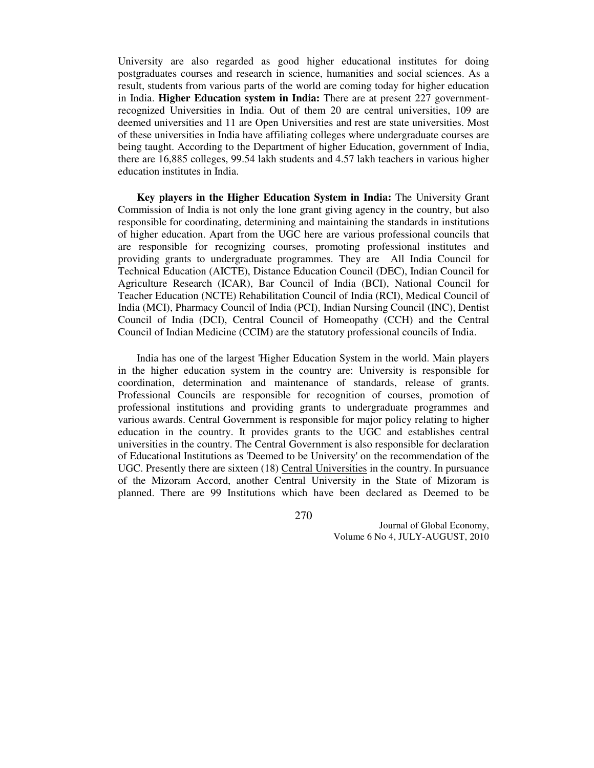University are also regarded as good higher educational institutes for doing postgraduates courses and research in science, humanities and social sciences. As a result, students from various parts of the world are coming today for higher education in India. **Higher Education system in India:** There are at present 227 government-recognized Universities in India. Out of them 20 are central universities, 109 are deemed universities and 11 are Open Universities and rest are state universities. Most of these universities in India have affiliating colleges where undergraduate courses are being taught. According to the Department of higher Education, government of India, there are 16,885 colleges, 99.54 lakh students and 4.57 lakh teachers in various higher education institutes in India.

**Key players in the Higher Education System in India:** The University Grant Commission of India is not only the lone grant giving agency in the country, but also responsible for coordinating, determining and maintaining the standards in institutions of higher education. Apart from the UGC here are various professional councils that are responsible for recognizing courses, promoting professional institutes and providing grants to undergraduate programmes. They are All India Council for Technical Education (AICTE), Distance Education Council (DEC), Indian Council for Agriculture Research (ICAR), Bar Council of India (BCI), National Council for Teacher Education (NCTE) Rehabilitation Council of India (RCI), Medical Council of India (MCI), Pharmacy Council of India (PCI), Indian Nursing Council (INC), Dentist Council of India (DCI), Central Council of Homeopathy (CCH) and the Central Council of Indian Medicine (CCIM) are the statutory professional councils of India.

India has one of the largest 'Higher Education System in the world. Main players in the higher education system in the country are: University is responsible for coordination, determination and maintenance of standards, release of grants. Professional Councils are responsible for recognition of courses, promotion of professional institutions and providing grants to undergraduate programmes and various awards. Central Government is responsible for major policy relating to higher education in the country. It provides grants to the UGC and establishes central universities in the country. The Central Government is also responsible for declaration of Educational Institutions as 'Deemed to be University' on the recommendation of the UGC. Presently there are sixteen (18) Central Universities in the country. In pursuance of the Mizoram Accord, another Central University in the State of Mizoram is planned. There are 99 Institutions which have been declared as Deemed to be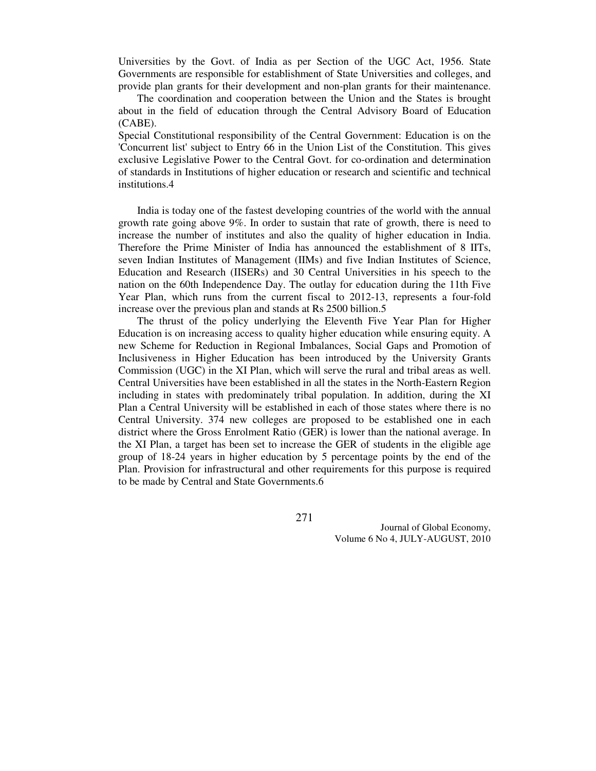Universities by the Govt. of India as per Section of the UGC Act, 1956. State Governments are responsible for establishment of State Universities and colleges, and provide plan grants for their development and non-plan grants for their maintenance.

The coordination and cooperation between the Union and the States is brought about in the field of education through the Central Advisory Board of Education (CABE).

Special Constitutional responsibility of the Central Government: Education is on the 'Concurrent list' subject to Entry 66 in the Union List of the Constitution. This gives exclusive Legislative Power to the Central Govt. for co-ordination and determination of standards in Institutions of higher education or research and scientific and technical institutions.4

India is today one of the fastest developing countries of the world with the annual growth rate going above 9%. In order to sustain that rate of growth, there is need to increase the number of institutes and also the quality of higher education in India. Therefore the Prime Minister of India has announced the establishment of 8 IITs, seven Indian Institutes of Management (IIMs) and five Indian Institutes of Science, Education and Research (IISERs) and 30 Central Universities in his speech to the nation on the 60th Independence Day. The outlay for education during the 11th Five Year Plan, which runs from the current fiscal to 2012-13, represents a four-fold increase over the previous plan and stands at Rs 2500 billion.5

The thrust of the policy underlying the Eleventh Five Year Plan for Higher Education is on increasing access to quality higher education while ensuring equity. A new Scheme for Reduction in Regional Imbalances, Social Gaps and Promotion of Inclusiveness in Higher Education has been introduced by the University Grants Commission (UGC) in the XI Plan, which will serve the rural and tribal areas as well. Central Universities have been established in all the states in the North-Eastern Region including in states with predominately tribal population. In addition, during the XI Plan a Central University will be established in each of those states where there is no Central University. 374 new colleges are proposed to be established one in each district where the Gross Enrolment Ratio (GER) is lower than the national average. In the XI Plan, a target has been set to increase the GER of students in the eligible age group of 18-24 years in higher education by 5 percentage points by the end of the Plan. Provision for infrastructural and other requirements for this purpose is required to be made by Central and State Governments.6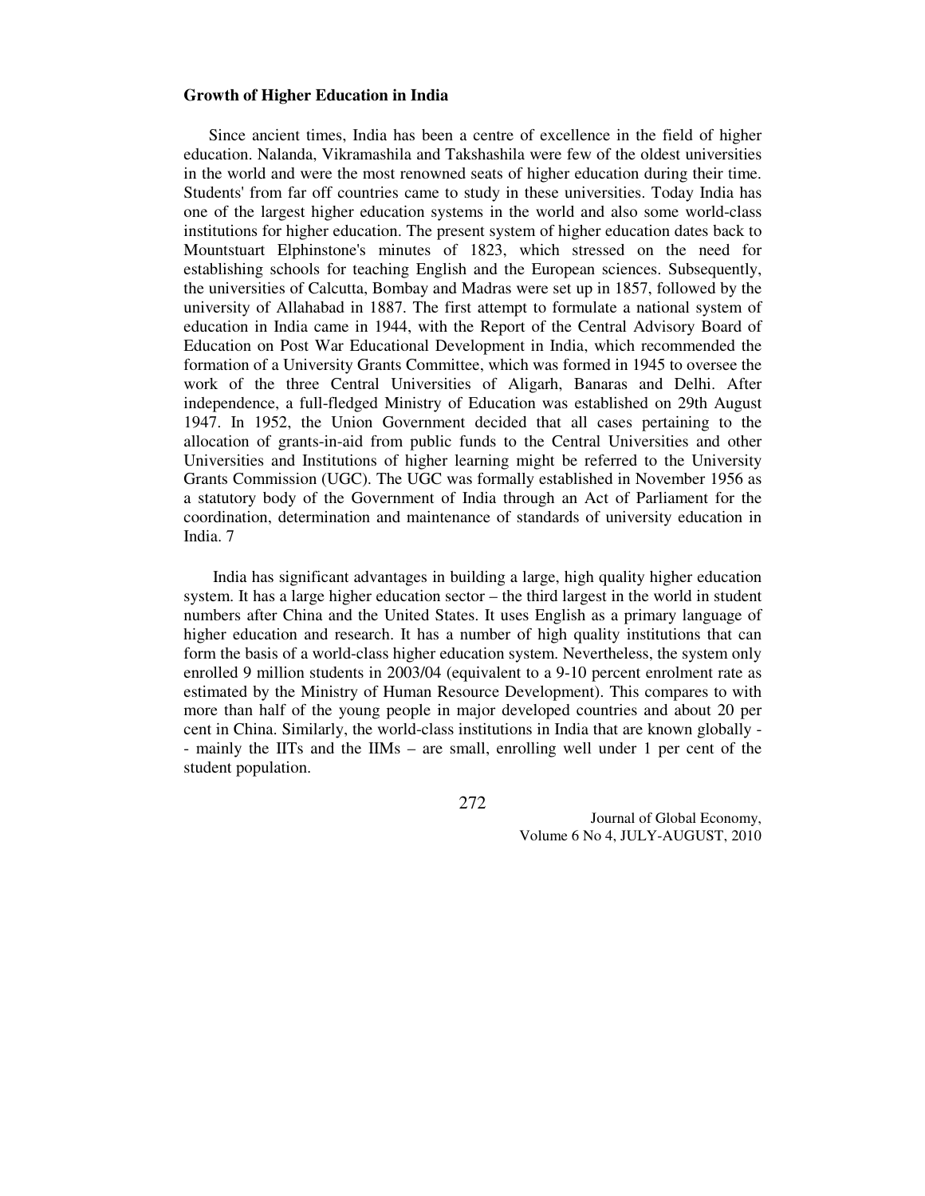**Growth of Higher Education in India**

Since ancient times, India has been a centre of excellence in the field of higher education. Nalanda, Vikramashila and Takshashila were few of the oldest universities in the world and were the most renowned seats of higher education during their time. Students' from far off countries came to study in these universities. Today India has one of the largest higher education systems in the world and also some world-class institutions for higher education. The present system of higher education dates back to Mountstuart Elphinstone's minutes of 1823, which stressed on the need for establishing schools for teaching English and the European sciences. Subsequently, the universities of Calcutta, Bombay and Madras were set up in 1857, followed by the university of Allahabad in 1887. The first attempt to formulate a national system of education in India came in 1944, with the Report of the Central Advisory Board of Education on Post War Educational Development in India, which recommended the formation of a University Grants Committee, which was formed in 1945 to oversee the work of the three Central Universities of Aligarh, Banaras and Delhi. After independence, a full-fledged Ministry of Education was established on 29th August 1947. In 1952, the Union Government decided that all cases pertaining to the allocation of grants-in-aid from public funds to the Central Universities and other Universities and Institutions of higher learning might be referred to the University Grants Commission (UGC). The UGC was formally established in November 1956 as a statutory body of the Government of India through an Act of Parliament for the coordination, determination and maintenance of standards of university education in India. 7

India has significant advantages in building a large, high quality higher education system. It has a large higher education sector – the third largest in the world in student numbers after China and the United States. It uses English as a primary language of higher education and research. It has a number of high quality institutions that can form the basis of a world-class higher education system. Nevertheless, the system only enrolled 9 million students in 2003/04 (equivalent to a 9-10 percent enrolment rate as estimated by the Ministry of Human Resource Development). This compares to with more than half of the young people in major developed countries and about 20 per cent in China. Similarly, the world-class institutions in India that are known globally -- mainly the IITs and the IIMs – are small, enrolling well under 1 per cent of the student population.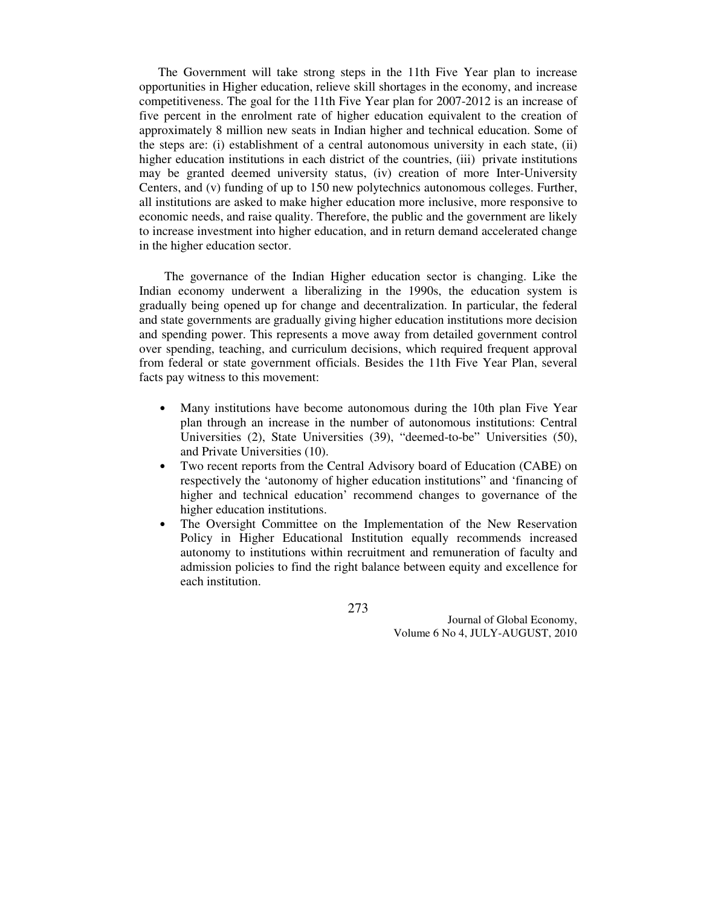The Government will take strong steps in the 11th Five Year plan to increase opportunities in Higher education, relieve skill shortages in the economy, and increase competitiveness. The goal for the 11th Five Year plan for 2007-2012 is an increase of five percent in the enrolment rate of higher education equivalent to the creation of approximately 8 million new seats in Indian higher and technical education. Some of the steps are: (i) establishment of a central autonomous university in each state, (ii) higher education institutions in each district of the countries, (iii) private institutions may be granted deemed university status, (iv) creation of more Inter-University Centers, and (v) funding of up to 150 new polytechnics autonomous colleges. Further, all institutions are asked to make higher education more inclusive, more responsive to economic needs, and raise quality. Therefore, the public and the government are likely to increase investment into higher education, and in return demand accelerated change in the higher education sector.

The governance of the Indian Higher education sector is changing. Like the Indian economy underwent a liberalizing in the 1990s, the education system is gradually being opened up for change and decentralization. In particular, the federal and state governments are gradually giving higher education institutions more decision and spending power. This represents a move away from detailed government control over spending, teaching, and curriculum decisions, which required frequent approval from federal or state government officials. Besides the 11th Five Year Plan, several facts pay witness to this movement:

- Many institutions have become autonomous during the 10th plan Five Year plan through an increase in the number of autonomous institutions: Central Universities (2), State Universities (39), "deemed-to-be" Universities (50), and Private Universities (10).
- Two recent reports from the Central Advisory board of Education (CABE) on respectively the 'autonomy of higher education institutions" and 'financing of higher and technical education' recommend changes to governance of the higher education institutions.
- The Oversight Committee on the Implementation of the New Reservation Policy in Higher Educational Institution equally recommends increased autonomy to institutions within recruitment and remuneration of faculty and admission policies to find the right balance between equity and excellence for each institution.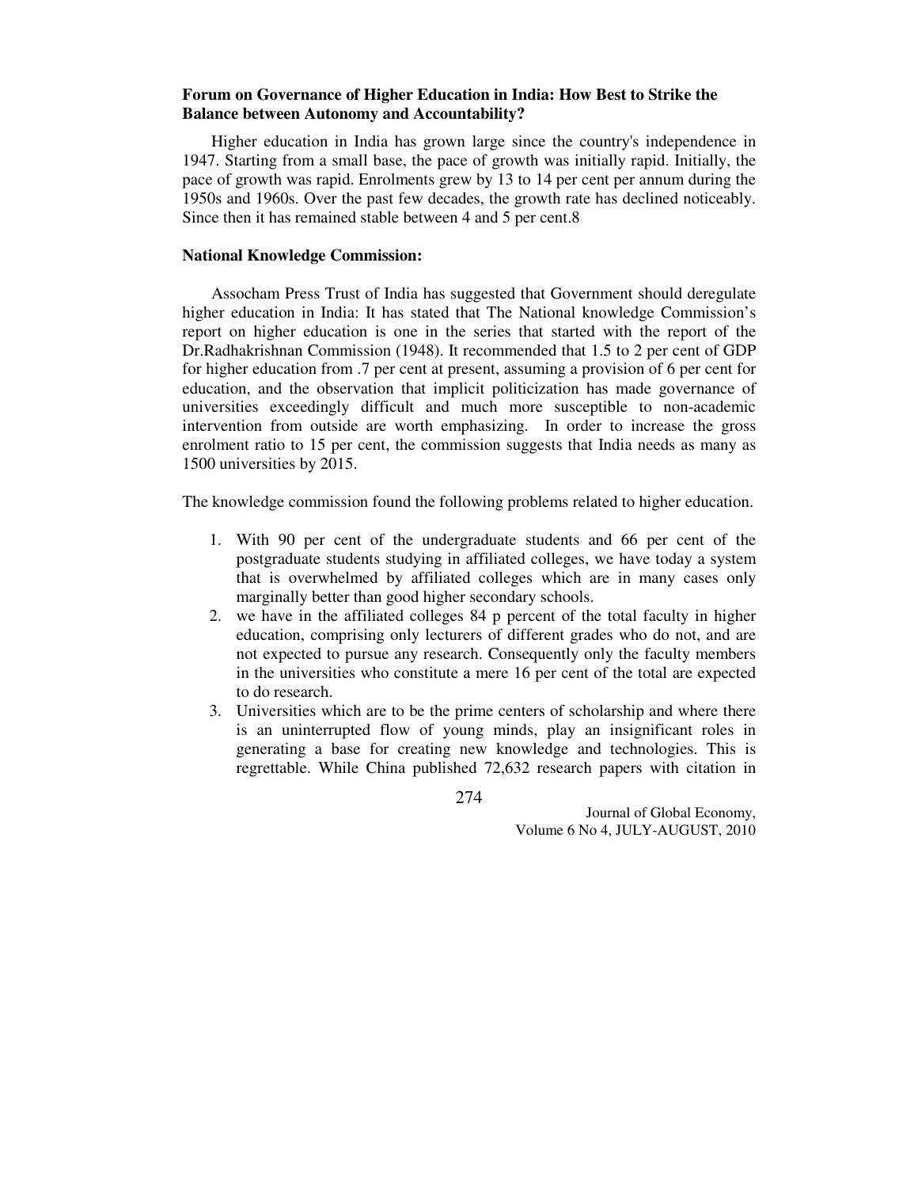**Forum on Governance of Higher Education in India: How Best to Strike the Balance between Autonomy and Accountability?**

Higher education in India has grown large since the country's independence in 1947. Starting from a small base, the pace of growth was initially rapid. Initially, the pace of growth was rapid. Enrolments grew by 13 to 14 per cent per annum during the 1950s and 1960s. Over the past few decades, the growth rate has declined noticeably. Since then it has remained stable between 4 and 5 per cent.8

**National Knowledge Commission:**

Assocham Press Trust of India has suggested that Government should deregulate higher education in India: It has stated that The National knowledge Commission's report on higher education is one in the series that started with the report of the Dr.Radhakrishnan Commission (1948). It recommended that 1.5 to 2 per cent of GDP for higher education from .7 per cent at present, assuming a provision of 6 per cent for education, and the observation that implicit politicization has made governance of universities exceedingly difficult and much more susceptible to non-academic intervention from outside are worth emphasizing. In order to increase the gross enrolment ratio to 15 per cent, the commission suggests that India needs as many as 1500 universities by 2015.

The knowledge commission found the following problems related to higher education.

1. With 90 per cent of the undergraduate students and 66 per cent of the postgraduate students studying in affiliated colleges, we have today a system that is overwhelmed by affiliated colleges which are in many cases only marginally better than good higher secondary schools.
2. we have in the affiliated colleges 84 p percent of the total faculty in higher education, comprising only lecturers of different grades who do not, and are not expected to pursue any research. Consequently only the faculty members in the universities who constitute a mere 16 per cent of the total are expected to do research.
3. Universities which are to be the prime centers of scholarship and where there is an uninterrupted flow of young minds, play an insignificant roles in generating a base for creating new knowledge and technologies. This is regrettable. While China published 72,632 research papers with citation in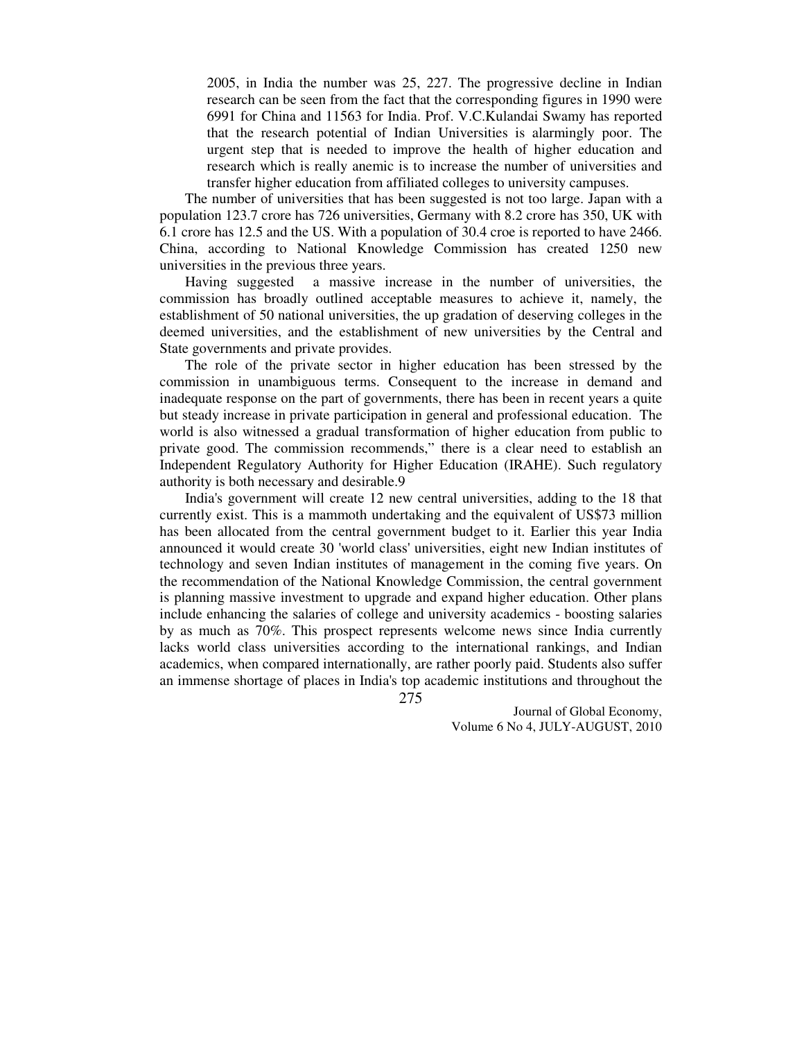2005, in India the number was 25, 227. The progressive decline in Indian research can be seen from the fact that the corresponding figures in 1990 were 6991 for China and 11563 for India. Prof. V.C.Kulandai Swamy has reported that the research potential of Indian Universities is alarmingly poor. The urgent step that is needed to improve the health of higher education and research which is really anemic is to increase the number of universities and transfer higher education from affiliated colleges to university campuses.

The number of universities that has been suggested is not too large. Japan with a population 123.7 crore has 726 universities, Germany with 8.2 crore has 350, UK with 6.1 crore has 12.5 and the US. With a population of 30.4 croe is reported to have 2466. China, according to National Knowledge Commission has created 1250 new universities in the previous three years.

Having suggested a massive increase in the number of universities, the commission has broadly outlined acceptable measures to achieve it, namely, the establishment of 50 national universities, the up gradation of deserving colleges in the deemed universities, and the establishment of new universities by the Central and State governments and private provides.

The role of the private sector in higher education has been stressed by the commission in unambiguous terms. Consequent to the increase in demand and inadequate response on the part of governments, there has been in recent years a quite but steady increase in private participation in general and professional education. The world is also witnessed a gradual transformation of higher education from public to private good. The commission recommends," there is a clear need to establish an Independent Regulatory Authority for Higher Education (IRAHE). Such regulatory authority is both necessary and desirable.9

India's government will create 12 new central universities, adding to the 18 that currently exist. This is a mammoth undertaking and the equivalent of US$73 million has been allocated from the central government budget to it. Earlier this year India announced it would create 30 'world class' universities, eight new Indian institutes of technology and seven Indian institutes of management in the coming five years. On the recommendation of the National Knowledge Commission, the central government is planning massive investment to upgrade and expand higher education. Other plans include enhancing the salaries of college and university academics - boosting salaries by as much as 70%. This prospect represents welcome news since India currently lacks world class universities according to the international rankings, and Indian academics, when compared internationally, are rather poorly paid. Students also suffer an immense shortage of places in India's top academic institutions and throughout the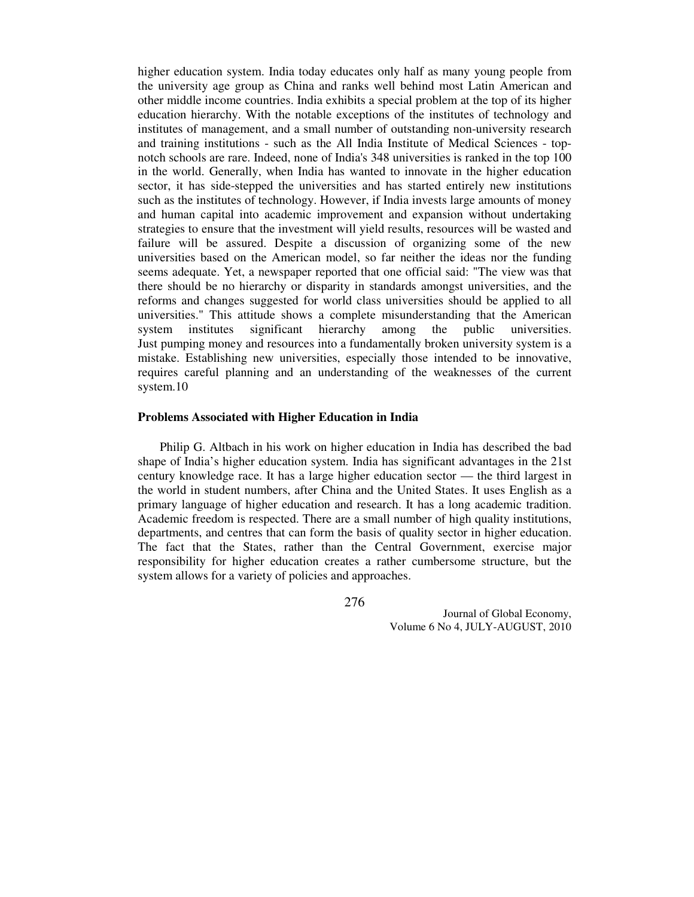higher education system. India today educates only half as many young people from the university age group as China and ranks well behind most Latin American and other middle income countries. India exhibits a special problem at the top of its higher education hierarchy. With the notable exceptions of the institutes of technology and institutes of management, and a small number of outstanding non-university research and training institutions - such as the All India Institute of Medical Sciences - top-notch schools are rare. Indeed, none of India's 348 universities is ranked in the top 100 in the world. Generally, when India has wanted to innovate in the higher education sector, it has side-stepped the universities and has started entirely new institutions such as the institutes of technology. However, if India invests large amounts of money and human capital into academic improvement and expansion without undertaking strategies to ensure that the investment will yield results, resources will be wasted and failure will be assured. Despite a discussion of organizing some of the new universities based on the American model, so far neither the ideas nor the funding seems adequate. Yet, a newspaper reported that one official said: "The view was that there should be no hierarchy or disparity in standards amongst universities, and the reforms and changes suggested for world class universities should be applied to all universities." This attitude shows a complete misunderstanding that the American system institutes significant hierarchy among the public universities. Just pumping money and resources into a fundamentally broken university system is a mistake. Establishing new universities, especially those intended to be innovative, requires careful planning and an understanding of the weaknesses of the current system.10

**Problems Associated with Higher Education in India**

Philip G. Altbach in his work on higher education in India has described the bad shape of India's higher education system. India has significant advantages in the 21st century knowledge race. It has a large higher education sector — the third largest in the world in student numbers, after China and the United States. It uses English as a primary language of higher education and research. It has a long academic tradition. Academic freedom is respected. There are a small number of high quality institutions, departments, and centres that can form the basis of quality sector in higher education. The fact that the States, rather than the Central Government, exercise major responsibility for higher education creates a rather cumbersome structure, but the system allows for a variety of policies and approaches.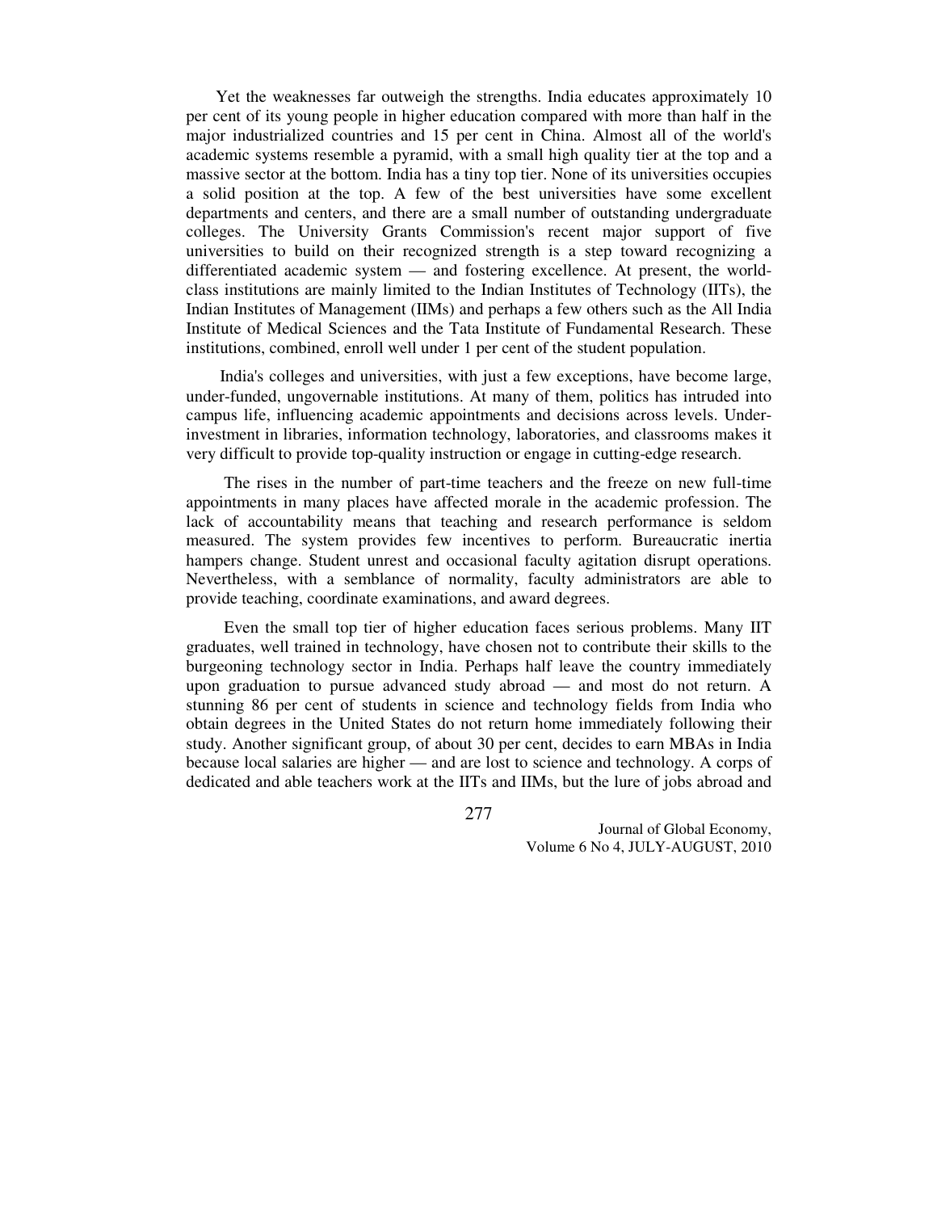Yet the weaknesses far outweigh the strengths. India educates approximately 10 per cent of its young people in higher education compared with more than half in the major industrialized countries and 15 per cent in China. Almost all of the world's academic systems resemble a pyramid, with a small high quality tier at the top and a massive sector at the bottom. India has a tiny top tier. None of its universities occupies a solid position at the top. A few of the best universities have some excellent departments and centers, and there are a small number of outstanding undergraduate colleges. The University Grants Commission's recent major support of five universities to build on their recognized strength is a step toward recognizing a differentiated academic system — and fostering excellence. At present, the world-class institutions are mainly limited to the Indian Institutes of Technology (IITs), the Indian Institutes of Management (IIMs) and perhaps a few others such as the All India Institute of Medical Sciences and the Tata Institute of Fundamental Research. These institutions, combined, enroll well under 1 per cent of the student population.

India's colleges and universities, with just a few exceptions, have become large, under-funded, ungovernable institutions. At many of them, politics has intruded into campus life, influencing academic appointments and decisions across levels. Under-investment in libraries, information technology, laboratories, and classrooms makes it very difficult to provide top-quality instruction or engage in cutting-edge research.

The rises in the number of part-time teachers and the freeze on new full-time appointments in many places have affected morale in the academic profession. The lack of accountability means that teaching and research performance is seldom measured. The system provides few incentives to perform. Bureaucratic inertia hampers change. Student unrest and occasional faculty agitation disrupt operations. Nevertheless, with a semblance of normality, faculty administrators are able to provide teaching, coordinate examinations, and award degrees.

Even the small top tier of higher education faces serious problems. Many IIT graduates, well trained in technology, have chosen not to contribute their skills to the burgeoning technology sector in India. Perhaps half leave the country immediately upon graduation to pursue advanced study abroad — and most do not return. A stunning 86 per cent of students in science and technology fields from India who obtain degrees in the United States do not return home immediately following their study. Another significant group, of about 30 per cent, decides to earn MBAs in India because local salaries are higher — and are lost to science and technology. A corps of dedicated and able teachers work at the IITs and IIMs, but the lure of jobs abroad and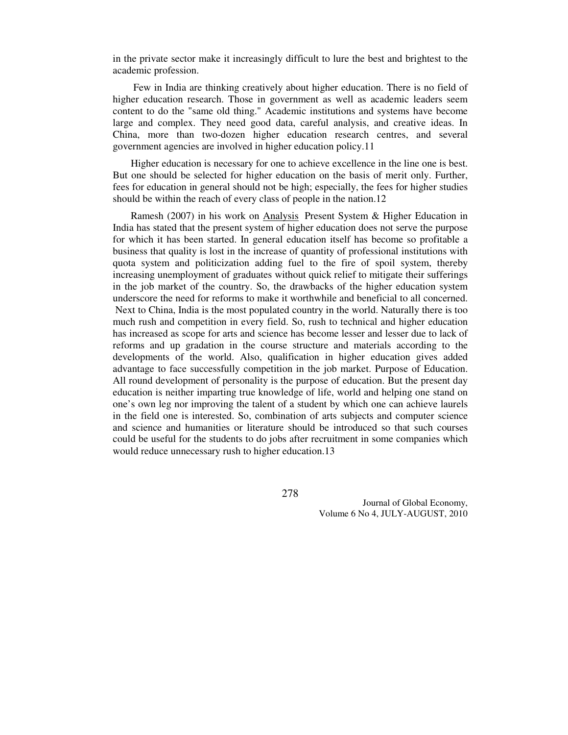in the private sector make it increasingly difficult to lure the best and brightest to the academic profession.

Few in India are thinking creatively about higher education. There is no field of higher education research. Those in government as well as academic leaders seem content to do the "same old thing." Academic institutions and systems have become large and complex. They need good data, careful analysis, and creative ideas. In China, more than two-dozen higher education research centres, and several government agencies are involved in higher education policy.11

Higher education is necessary for one to achieve excellence in the line one is best. But one should be selected for higher education on the basis of merit only. Further, fees for education in general should not be high; especially, the fees for higher studies should be within the reach of every class of people in the nation.12

Ramesh (2007) in his work on Analysis Present System & Higher Education in India has stated that the present system of higher education does not serve the purpose for which it has been started. In general education itself has become so profitable a business that quality is lost in the increase of quantity of professional institutions with quota system and politicization adding fuel to the fire of spoil system, thereby increasing unemployment of graduates without quick relief to mitigate their sufferings in the job market of the country. So, the drawbacks of the higher education system underscore the need for reforms to make it worthwhile and beneficial to all concerned. Next to China, India is the most populated country in the world. Naturally there is too much rush and competition in every field. So, rush to technical and higher education has increased as scope for arts and science has become lesser and lesser due to lack of reforms and up gradation in the course structure and materials according to the developments of the world. Also, qualification in higher education gives added advantage to face successfully competition in the job market. Purpose of Education. All round development of personality is the purpose of education. But the present day education is neither imparting true knowledge of life, world and helping one stand on one's own leg nor improving the talent of a student by which one can achieve laurels in the field one is interested. So, combination of arts subjects and computer science and science and humanities or literature should be introduced so that such courses could be useful for the students to do jobs after recruitment in some companies which would reduce unnecessary rush to higher education.13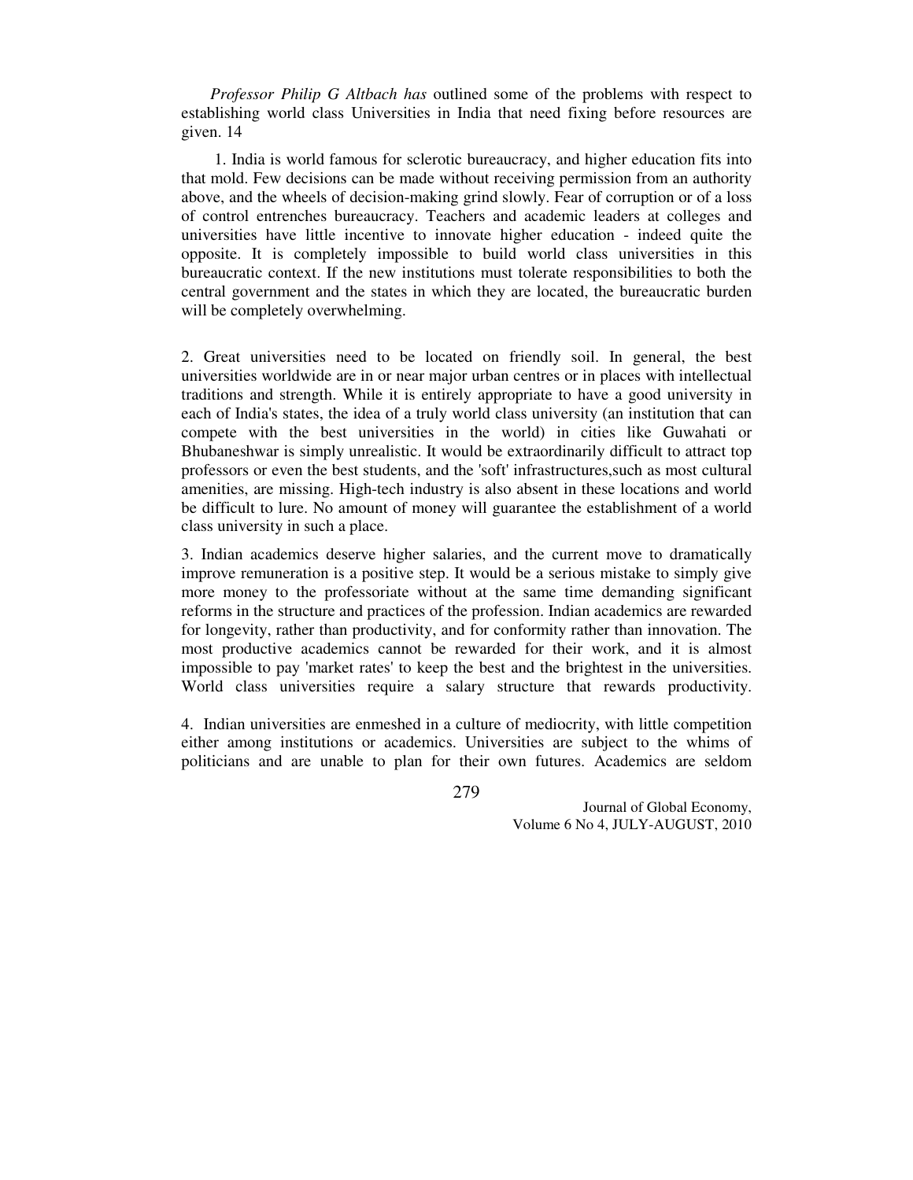*Professor Philip G Altbach has* outlined some of the problems with respect to establishing world class Universities in India that need fixing before resources are given. 14

1. India is world famous for sclerotic bureaucracy, and higher education fits into that mold. Few decisions can be made without receiving permission from an authority above, and the wheels of decision-making grind slowly. Fear of corruption or of a loss of control entrenches bureaucracy. Teachers and academic leaders at colleges and universities have little incentive to innovate higher education - indeed quite the opposite. It is completely impossible to build world class universities in this bureaucratic context. If the new institutions must tolerate responsibilities to both the central government and the states in which they are located, the bureaucratic burden will be completely overwhelming.

2. Great universities need to be located on friendly soil. In general, the best universities worldwide are in or near major urban centres or in places with intellectual traditions and strength. While it is entirely appropriate to have a good university in each of India's states, the idea of a truly world class university (an institution that can compete with the best universities in the world) in cities like Guwahati or Bhubaneshwar is simply unrealistic. It would be extraordinarily difficult to attract top professors or even the best students, and the 'soft' infrastructures,such as most cultural amenities, are missing. High-tech industry is also absent in these locations and world be difficult to lure. No amount of money will guarantee the establishment of a world class university in such a place.

3. Indian academics deserve higher salaries, and the current move to dramatically improve remuneration is a positive step. It would be a serious mistake to simply give more money to the professoriate without at the same time demanding significant reforms in the structure and practices of the profession. Indian academics are rewarded for longevity, rather than productivity, and for conformity rather than innovation. The most productive academics cannot be rewarded for their work, and it is almost impossible to pay 'market rates' to keep the best and the brightest in the universities. World class universities require a salary structure that rewards productivity.

4. Indian universities are enmeshed in a culture of mediocrity, with little competition either among institutions or academics. Universities are subject to the whims of politicians and are unable to plan for their own futures. Academics are seldom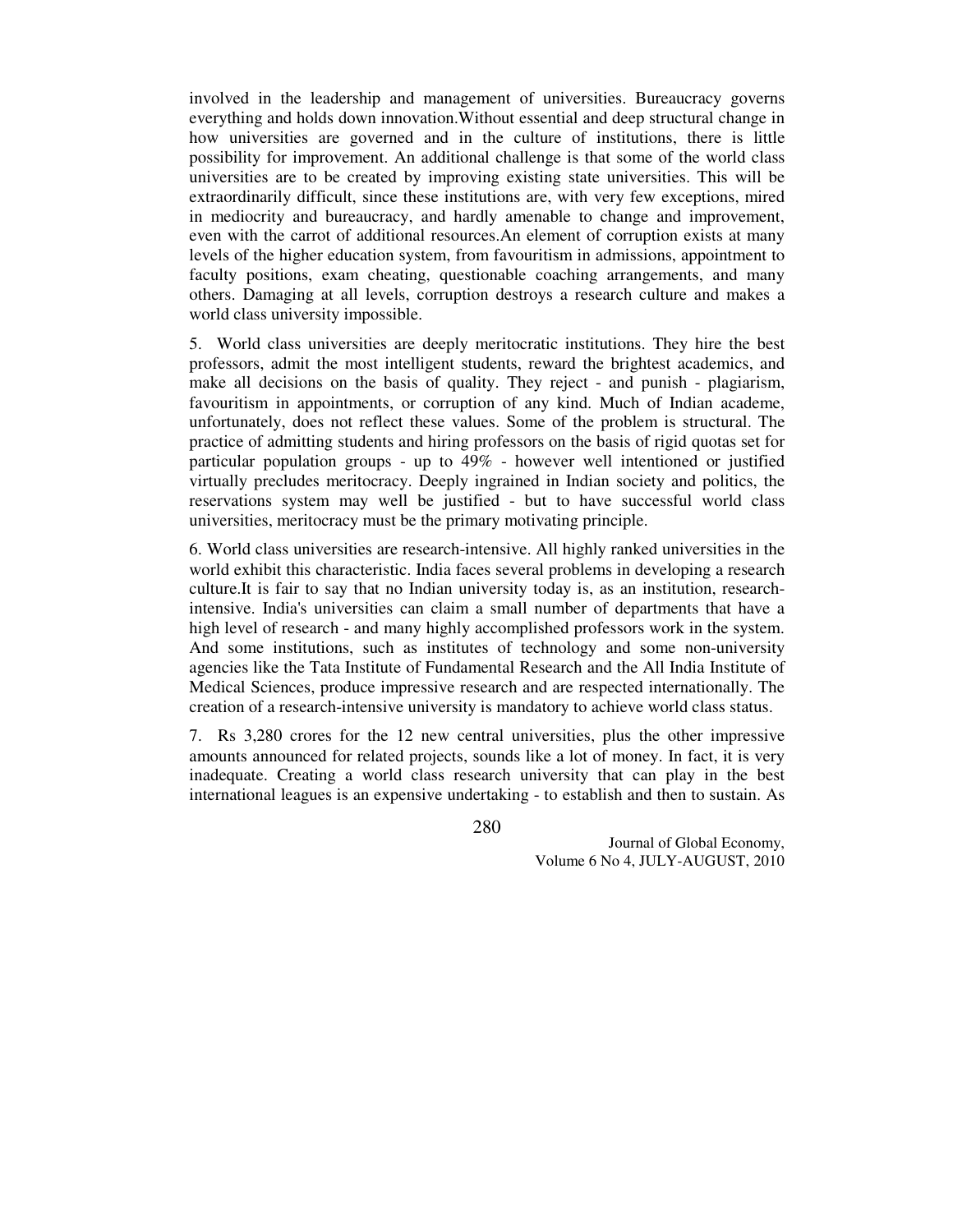involved in the leadership and management of universities. Bureaucracy governs everything and holds down innovation.Without essential and deep structural change in how universities are governed and in the culture of institutions, there is little possibility for improvement. An additional challenge is that some of the world class universities are to be created by improving existing state universities. This will be extraordinarily difficult, since these institutions are, with very few exceptions, mired in mediocrity and bureaucracy, and hardly amenable to change and improvement, even with the carrot of additional resources.An element of corruption exists at many levels of the higher education system, from favouritism in admissions, appointment to faculty positions, exam cheating, questionable coaching arrangements, and many others. Damaging at all levels, corruption destroys a research culture and makes a world class university impossible.

5. World class universities are deeply meritocratic institutions. They hire the best professors, admit the most intelligent students, reward the brightest academics, and make all decisions on the basis of quality. They reject - and punish - plagiarism, favouritism in appointments, or corruption of any kind. Much of Indian academe, unfortunately, does not reflect these values. Some of the problem is structural. The practice of admitting students and hiring professors on the basis of rigid quotas set for particular population groups - up to 49% - however well intentioned or justified virtually precludes meritocracy. Deeply ingrained in Indian society and politics, the reservations system may well be justified - but to have successful world class universities, meritocracy must be the primary motivating principle.

6. World class universities are research-intensive. All highly ranked universities in the world exhibit this characteristic. India faces several problems in developing a research culture.It is fair to say that no Indian university today is, as an institution, research-intensive. India's universities can claim a small number of departments that have a high level of research - and many highly accomplished professors work in the system. And some institutions, such as institutes of technology and some non-university agencies like the Tata Institute of Fundamental Research and the All India Institute of Medical Sciences, produce impressive research and are respected internationally. The creation of a research-intensive university is mandatory to achieve world class status.

7. Rs 3,280 crores for the 12 new central universities, plus the other impressive amounts announced for related projects, sounds like a lot of money. In fact, it is very inadequate. Creating a world class research university that can play in the best international leagues is an expensive undertaking - to establish and then to sustain. As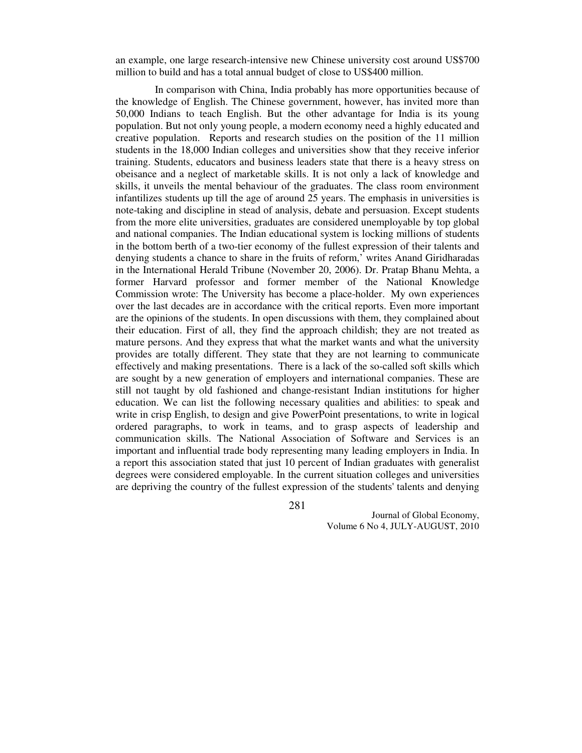an example, one large research-intensive new Chinese university cost around US$700 million to build and has a total annual budget of close to US$400 million.

In comparison with China, India probably has more opportunities because of the knowledge of English. The Chinese government, however, has invited more than 50,000 Indians to teach English. But the other advantage for India is its young population. But not only young people, a modern economy need a highly educated and creative population. Reports and research studies on the position of the 11 million students in the 18,000 Indian colleges and universities show that they receive inferior training. Students, educators and business leaders state that there is a heavy stress on obeisance and a neglect of marketable skills. It is not only a lack of knowledge and skills, it unveils the mental behaviour of the graduates. The class room environment infantilizes students up till the age of around 25 years. The emphasis in universities is note-taking and discipline in stead of analysis, debate and persuasion. Except students from the more elite universities, graduates are considered unemployable by top global and national companies. The Indian educational system is locking millions of students in the bottom berth of a two-tier economy of the fullest expression of their talents and denying students a chance to share in the fruits of reform,' writes Anand Giridharadas in the International Herald Tribune (November 20, 2006). Dr. Pratap Bhanu Mehta, a former Harvard professor and former member of the National Knowledge Commission wrote: The University has become a place-holder. My own experiences over the last decades are in accordance with the critical reports. Even more important are the opinions of the students. In open discussions with them, they complained about their education. First of all, they find the approach childish; they are not treated as mature persons. And they express that what the market wants and what the university provides are totally different. They state that they are not learning to communicate effectively and making presentations. There is a lack of the so-called soft skills which are sought by a new generation of employers and international companies. These are still not taught by old fashioned and change-resistant Indian institutions for higher education. We can list the following necessary qualities and abilities: to speak and write in crisp English, to design and give PowerPoint presentations, to write in logical ordered paragraphs, to work in teams, and to grasp aspects of leadership and communication skills. The National Association of Software and Services is an important and influential trade body representing many leading employers in India. In a report this association stated that just 10 percent of Indian graduates with generalist degrees were considered employable. In the current situation colleges and universities are depriving the country of the fullest expression of the students' talents and denying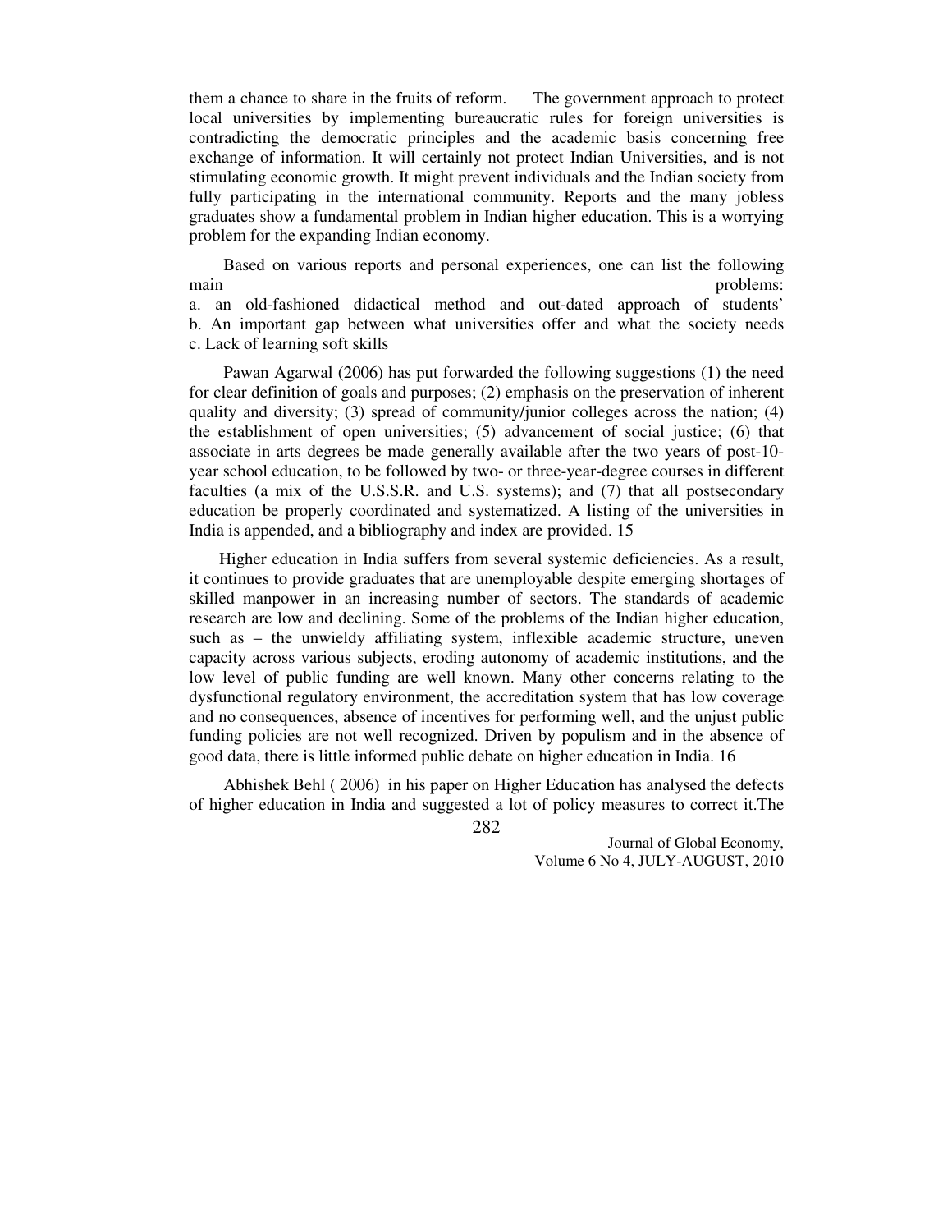them a chance to share in the fruits of reform. The government approach to protect local universities by implementing bureaucratic rules for foreign universities is contradicting the democratic principles and the academic basis concerning free exchange of information. It will certainly not protect Indian Universities, and is not stimulating economic growth. It might prevent individuals and the Indian society from fully participating in the international community. Reports and the many jobless graduates show a fundamental problem in Indian higher education. This is a worrying problem for the expanding Indian economy.

Based on various reports and personal experiences, one can list the following main problems:

a. an old-fashioned didactical method and out-dated approach of students'
b. An important gap between what universities offer and what the society needs
c. Lack of learning soft skills

Pawan Agarwal (2006) has put forwarded the following suggestions (1) the need for clear definition of goals and purposes; (2) emphasis on the preservation of inherent quality and diversity; (3) spread of community/junior colleges across the nation; (4) the establishment of open universities; (5) advancement of social justice; (6) that associate in arts degrees be made generally available after the two years of post-10-year school education, to be followed by two- or three-year-degree courses in different faculties (a mix of the U.S.S.R. and U.S. systems); and (7) that all postsecondary education be properly coordinated and systematized. A listing of the universities in India is appended, and a bibliography and index are provided. 15

Higher education in India suffers from several systemic deficiencies. As a result, it continues to provide graduates that are unemployable despite emerging shortages of skilled manpower in an increasing number of sectors. The standards of academic research are low and declining. Some of the problems of the Indian higher education, such as – the unwieldy affiliating system, inflexible academic structure, uneven capacity across various subjects, eroding autonomy of academic institutions, and the low level of public funding are well known. Many other concerns relating to the dysfunctional regulatory environment, the accreditation system that has low coverage and no consequences, absence of incentives for performing well, and the unjust public funding policies are not well recognized. Driven by populism and in the absence of good data, there is little informed public debate on higher education in India. 16

Abhishek Behl ( 2006) in his paper on Higher Education has analysed the defects of higher education in India and suggested a lot of policy measures to correct it.The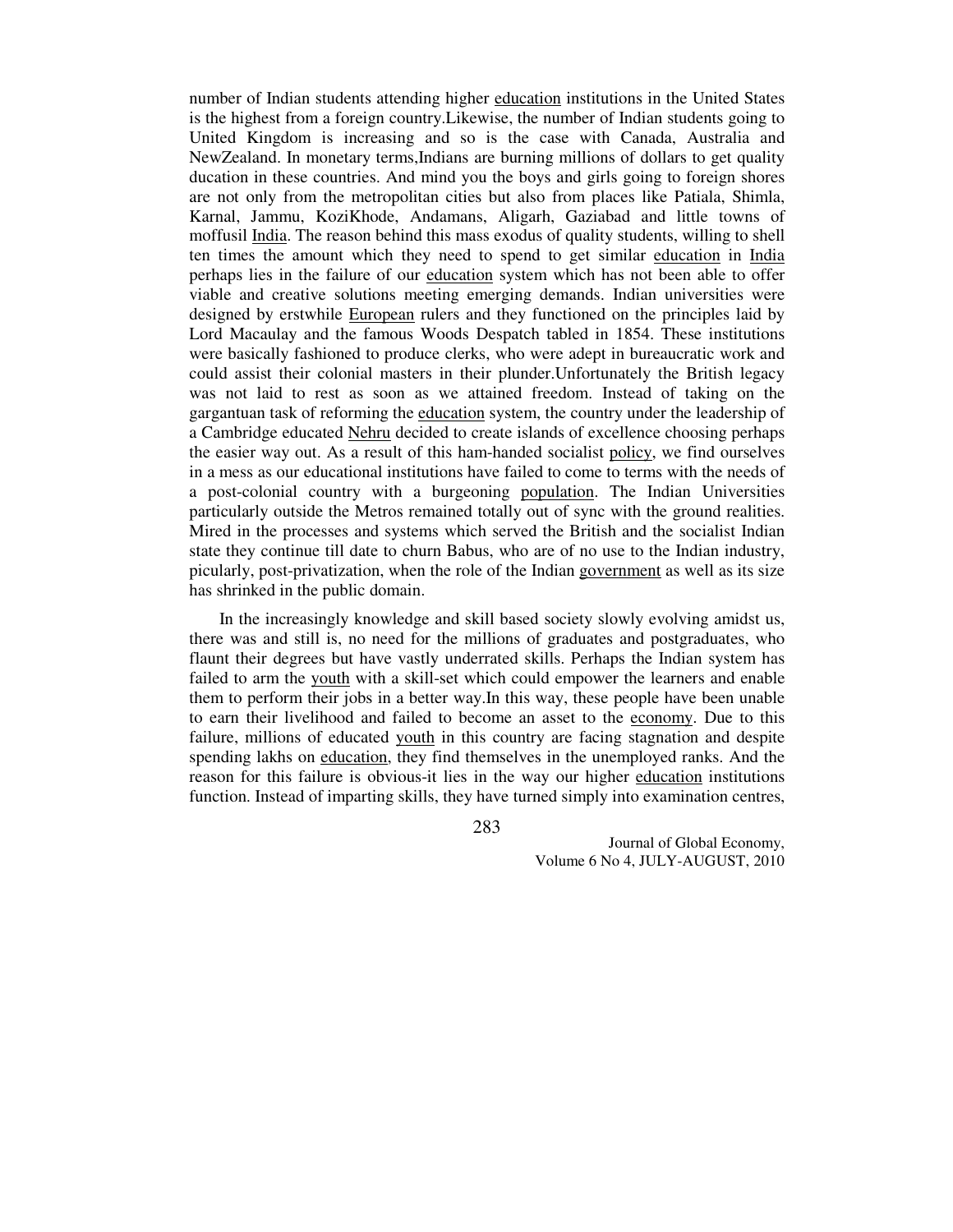number of Indian students attending higher education institutions in the United States is the highest from a foreign country.Likewise, the number of Indian students going to United Kingdom is increasing and so is the case with Canada, Australia and NewZealand. In monetary terms,Indians are burning millions of dollars to get quality ducation in these countries. And mind you the boys and girls going to foreign shores are not only from the metropolitan cities but also from places like Patiala, Shimla, Karnal, Jammu, KoziKhode, Andamans, Aligarh, Gaziabad and little towns of moffusil India. The reason behind this mass exodus of quality students, willing to shell ten times the amount which they need to spend to get similar education in India perhaps lies in the failure of our education system which has not been able to offer viable and creative solutions meeting emerging demands. Indian universities were designed by erstwhile European rulers and they functioned on the principles laid by Lord Macaulay and the famous Woods Despatch tabled in 1854. These institutions were basically fashioned to produce clerks, who were adept in bureaucratic work and could assist their colonial masters in their plunder.Unfortunately the British legacy was not laid to rest as soon as we attained freedom. Instead of taking on the gargantuan task of reforming the education system, the country under the leadership of a Cambridge educated Nehru decided to create islands of excellence choosing perhaps the easier way out. As a result of this ham-handed socialist policy, we find ourselves in a mess as our educational institutions have failed to come to terms with the needs of a post-colonial country with a burgeoning population. The Indian Universities particularly outside the Metros remained totally out of sync with the ground realities. Mired in the processes and systems which served the British and the socialist Indian state they continue till date to churn Babus, who are of no use to the Indian industry, picularly, post-privatization, when the role of the Indian government as well as its size has shrinked in the public domain.

In the increasingly knowledge and skill based society slowly evolving amidst us, there was and still is, no need for the millions of graduates and postgraduates, who flaunt their degrees but have vastly underrated skills. Perhaps the Indian system has failed to arm the youth with a skill-set which could empower the learners and enable them to perform their jobs in a better way.In this way, these people have been unable to earn their livelihood and failed to become an asset to the economy. Due to this failure, millions of educated youth in this country are facing stagnation and despite spending lakhs on education, they find themselves in the unemployed ranks. And the reason for this failure is obvious-it lies in the way our higher education institutions function. Instead of imparting skills, they have turned simply into examination centres,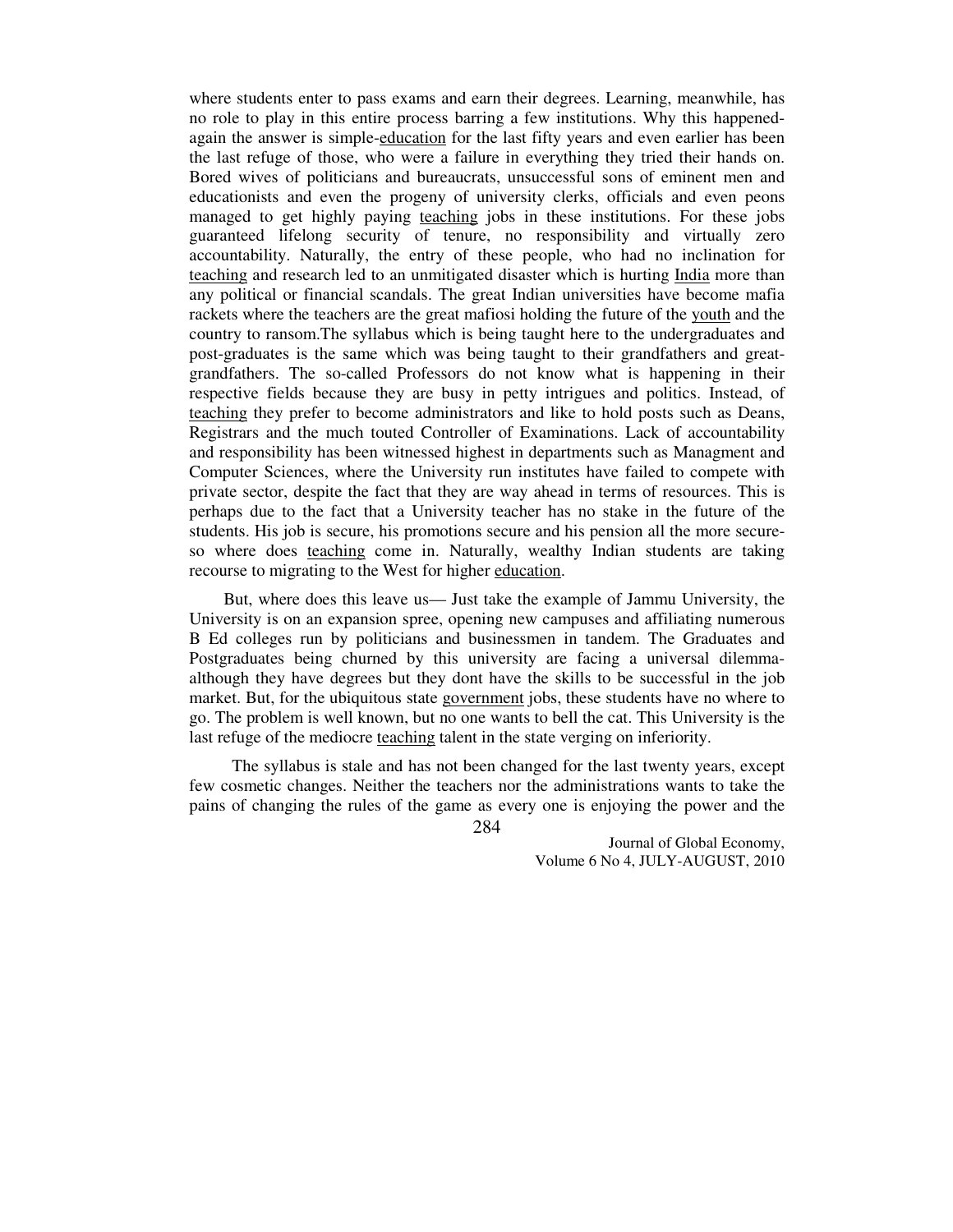where students enter to pass exams and earn their degrees. Learning, meanwhile, has no role to play in this entire process barring a few institutions. Why this happened-again the answer is simple-education for the last fifty years and even earlier has been the last refuge of those, who were a failure in everything they tried their hands on. Bored wives of politicians and bureaucrats, unsuccessful sons of eminent men and educationists and even the progeny of university clerks, officials and even peons managed to get highly paying teaching jobs in these institutions. For these jobs guaranteed lifelong security of tenure, no responsibility and virtually zero accountability. Naturally, the entry of these people, who had no inclination for teaching and research led to an unmitigated disaster which is hurting India more than any political or financial scandals. The great Indian universities have become mafia rackets where the teachers are the great mafiosi holding the future of the youth and the country to ransom.The syllabus which is being taught here to the undergraduates and post-graduates is the same which was being taught to their grandfathers and great-grandfathers. The so-called Professors do not know what is happening in their respective fields because they are busy in petty intrigues and politics. Instead, of teaching they prefer to become administrators and like to hold posts such as Deans, Registrars and the much touted Controller of Examinations. Lack of accountability and responsibility has been witnessed highest in departments such as Managment and Computer Sciences, where the University run institutes have failed to compete with private sector, despite the fact that they are way ahead in terms of resources. This is perhaps due to the fact that a University teacher has no stake in the future of the students. His job is secure, his promotions secure and his pension all the more secure-so where does teaching come in. Naturally, wealthy Indian students are taking recourse to migrating to the West for higher education.

But, where does this leave us— Just take the example of Jammu University, the University is on an expansion spree, opening new campuses and affiliating numerous B Ed colleges run by politicians and businessmen in tandem. The Graduates and Postgraduates being churned by this university are facing a universal dilemma-although they have degrees but they dont have the skills to be successful in the job market. But, for the ubiquitous state government jobs, these students have no where to go. The problem is well known, but no one wants to bell the cat. This University is the last refuge of the mediocre teaching talent in the state verging on inferiority.

The syllabus is stale and has not been changed for the last twenty years, except few cosmetic changes. Neither the teachers nor the administrations wants to take the pains of changing the rules of the game as every one is enjoying the power and the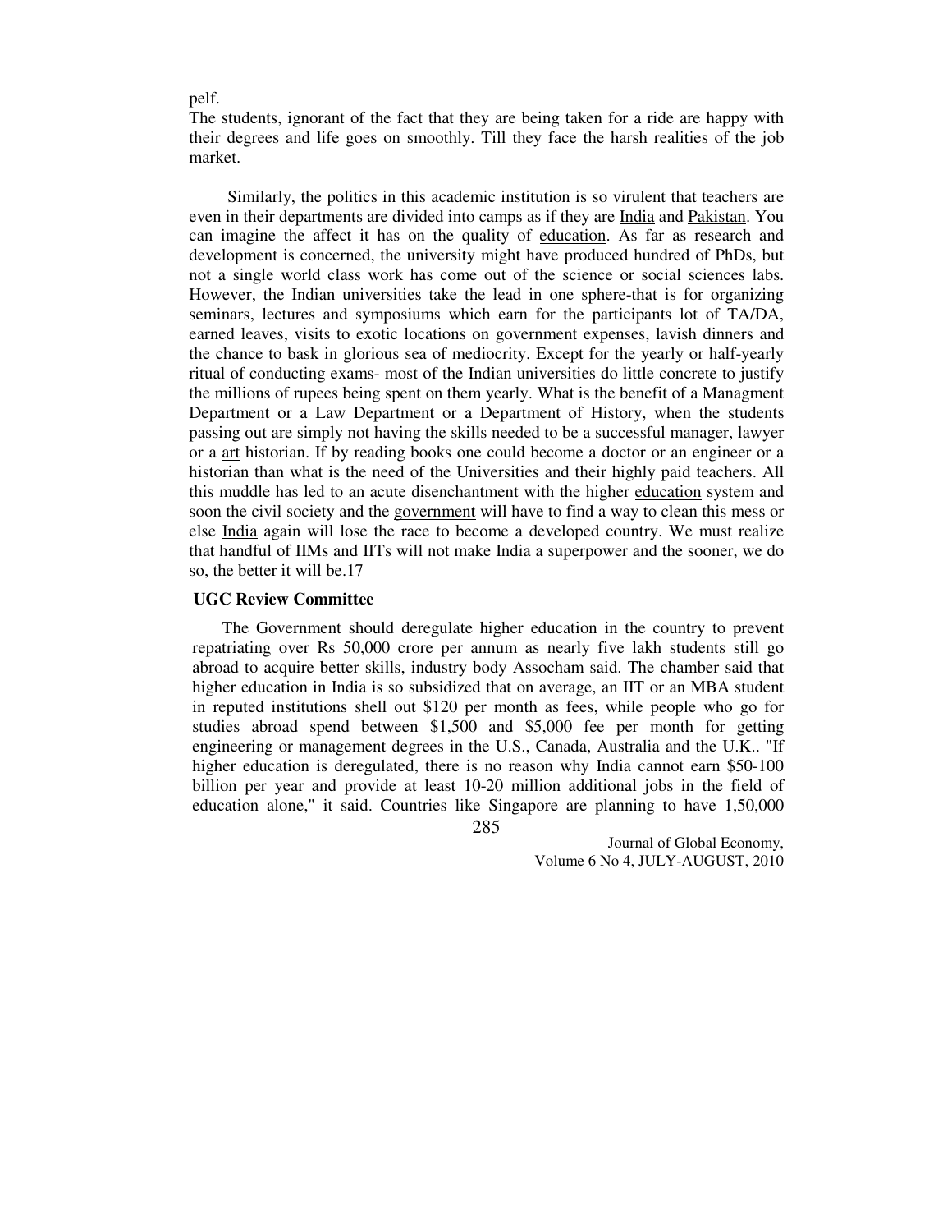pelf.

The students, ignorant of the fact that they are being taken for a ride are happy with their degrees and life goes on smoothly. Till they face the harsh realities of the job market.

Similarly, the politics in this academic institution is so virulent that teachers are even in their departments are divided into camps as if they are India and Pakistan. You can imagine the affect it has on the quality of education. As far as research and development is concerned, the university might have produced hundred of PhDs, but not a single world class work has come out of the science or social sciences labs. However, the Indian universities take the lead in one sphere-that is for organizing seminars, lectures and symposiums which earn for the participants lot of TA/DA, earned leaves, visits to exotic locations on government expenses, lavish dinners and the chance to bask in glorious sea of mediocrity. Except for the yearly or half-yearly ritual of conducting exams- most of the Indian universities do little concrete to justify the millions of rupees being spent on them yearly. What is the benefit of a Managment Department or a Law Department or a Department of History, when the students passing out are simply not having the skills needed to be a successful manager, lawyer or a art historian. If by reading books one could become a doctor or an engineer or a historian than what is the need of the Universities and their highly paid teachers. All this muddle has led to an acute disenchantment with the higher education system and soon the civil society and the government will have to find a way to clean this mess or else India again will lose the race to become a developed country. We must realize that handful of IIMs and IITs will not make India a superpower and the sooner, we do so, the better it will be.17

**UGC Review Committee**

The Government should deregulate higher education in the country to prevent repatriating over Rs 50,000 crore per annum as nearly five lakh students still go abroad to acquire better skills, industry body Assocham said. The chamber said that higher education in India is so subsidized that on average, an IIT or an MBA student in reputed institutions shell out $120 per month as fees, while people who go for studies abroad spend between $1,500 and $5,000 fee per month for getting engineering or management degrees in the U.S., Canada, Australia and the U.K.. "If higher education is deregulated, there is no reason why India cannot earn $50-100 billion per year and provide at least 10-20 million additional jobs in the field of education alone," it said. Countries like Singapore are planning to have 1,50,000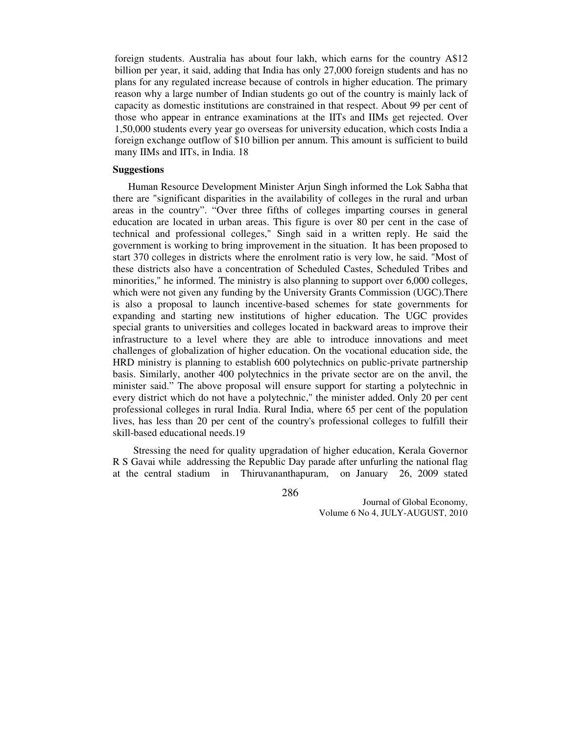foreign students. Australia has about four lakh, which earns for the country A$12 billion per year, it said, adding that India has only 27,000 foreign students and has no plans for any regulated increase because of controls in higher education. The primary reason why a large number of Indian students go out of the country is mainly lack of capacity as domestic institutions are constrained in that respect. About 99 per cent of those who appear in entrance examinations at the IITs and IIMs get rejected. Over 1,50,000 students every year go overseas for university education, which costs India a foreign exchange outflow of $10 billion per annum. This amount is sufficient to build many IIMs and IITs, in India. 18

**Suggestions**

Human Resource Development Minister Arjun Singh informed the Lok Sabha that there are "significant disparities in the availability of colleges in the rural and urban areas in the country". "Over three fifths of colleges imparting courses in general education are located in urban areas. This figure is over 80 per cent in the case of technical and professional colleges," Singh said in a written reply. He said the government is working to bring improvement in the situation. It has been proposed to start 370 colleges in districts where the enrolment ratio is very low, he said. "Most of these districts also have a concentration of Scheduled Castes, Scheduled Tribes and minorities," he informed. The ministry is also planning to support over 6,000 colleges, which were not given any funding by the University Grants Commission (UGC).There is also a proposal to launch incentive-based schemes for state governments for expanding and starting new institutions of higher education. The UGC provides special grants to universities and colleges located in backward areas to improve their infrastructure to a level where they are able to introduce innovations and meet challenges of globalization of higher education. On the vocational education side, the HRD ministry is planning to establish 600 polytechnics on public-private partnership basis. Similarly, another 400 polytechnics in the private sector are on the anvil, the minister said." The above proposal will ensure support for starting a polytechnic in every district which do not have a polytechnic," the minister added. Only 20 per cent professional colleges in rural India. Rural India, where 65 per cent of the population lives, has less than 20 per cent of the country's professional colleges to fulfill their skill-based educational needs.19

Stressing the need for quality upgradation of higher education, Kerala Governor R S Gavai while addressing the Republic Day parade after unfurling the national flag at the central stadium in Thiruvananthapuram, on January 26, 2009 stated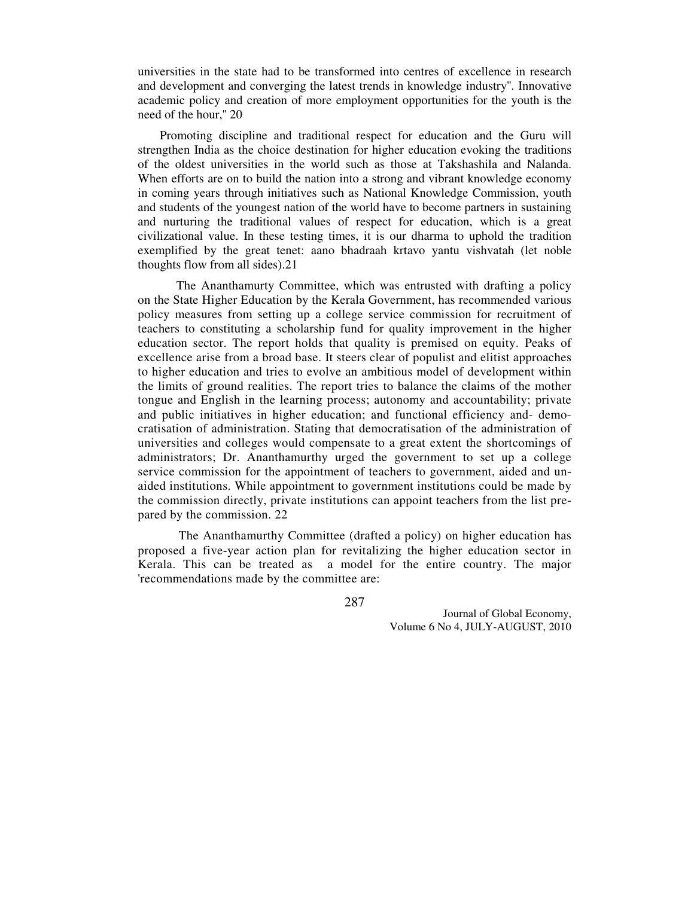universities in the state had to be transformed into centres of excellence in research and development and converging the latest trends in knowledge industry". Innovative academic policy and creation of more employment opportunities for the youth is the need of the hour," 20

Promoting discipline and traditional respect for education and the Guru will strengthen India as the choice destination for higher education evoking the traditions of the oldest universities in the world such as those at Takshashila and Nalanda. When efforts are on to build the nation into a strong and vibrant knowledge economy in coming years through initiatives such as National Knowledge Commission, youth and students of the youngest nation of the world have to become partners in sustaining and nurturing the traditional values of respect for education, which is a great civilizational value. In these testing times, it is our dharma to uphold the tradition exemplified by the great tenet: aano bhadraah krtavo yantu vishvatah (let noble thoughts flow from all sides).21

The Ananthamurty Committee, which was entrusted with drafting a policy on the State Higher Education by the Kerala Government, has recommended various policy measures from setting up a college service commission for recruitment of teachers to constituting a scholarship fund for quality improvement in the higher education sector. The report holds that quality is premised on equity. Peaks of excellence arise from a broad base. It steers clear of populist and elitist approaches to higher education and tries to evolve an ambitious model of development within the limits of ground realities. The report tries to balance the claims of the mother tongue and English in the learning process; autonomy and accountability; private and public initiatives in higher education; and functional efficiency and- democratisation of administration. Stating that democratisation of the administration of universities and colleges would compensate to a great extent the shortcomings of administrators; Dr. Ananthamurthy urged the government to set up a college service commission for the appointment of teachers to government, aided and unaided institutions. While appointment to government institutions could be made by the commission directly, private institutions can appoint teachers from the list prepared by the commission. 22

The Ananthamurthy Committee (drafted a policy) on higher education has proposed a five-year action plan for revitalizing the higher education sector in Kerala. This can be treated as a model for the entire country. The major 'recommendations made by the committee are: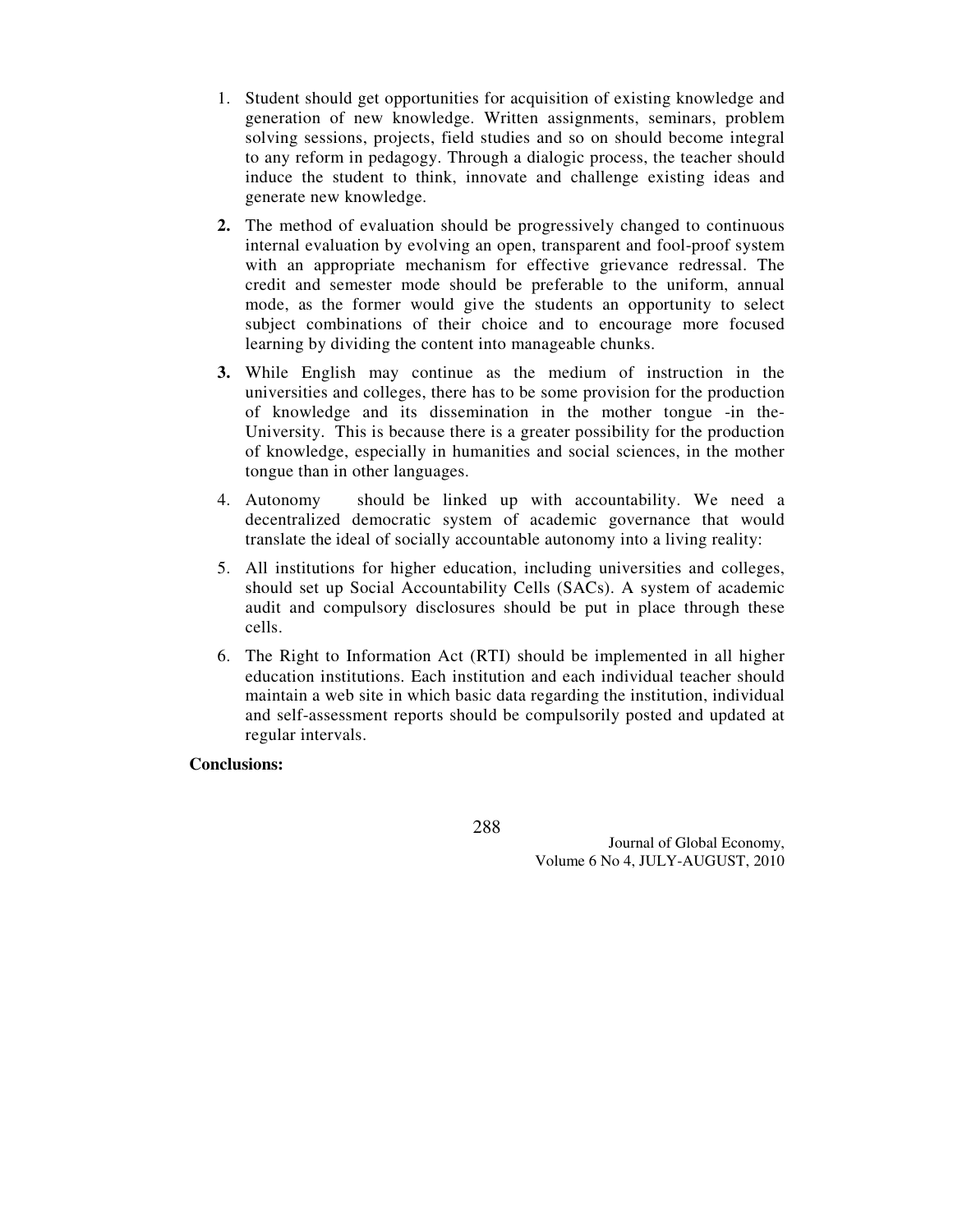1. Student should get opportunities for acquisition of existing knowledge and generation of new knowledge. Written assignments, seminars, problem solving sessions, projects, field studies and so on should become integral to any reform in pedagogy. Through a dialogic process, the teacher should induce the student to think, innovate and challenge existing ideas and generate new knowledge.

2. The method of evaluation should be progressively changed to continuous internal evaluation by evolving an open, transparent and fool-proof system with an appropriate mechanism for effective grievance redressal. The credit and semester mode should be preferable to the uniform, annual mode, as the former would give the students an opportunity to select subject combinations of their choice and to encourage more focused learning by dividing the content into manageable chunks.

3. While English may continue as the medium of instruction in the universities and colleges, there has to be some provision for the production of knowledge and its dissemination in the mother tongue -in the- University. This is because there is a greater possibility for the production of knowledge, especially in humanities and social sciences, in the mother tongue than in other languages.

4. Autonomy should be linked up with accountability. We need a decentralized democratic system of academic governance that would translate the ideal of socially accountable autonomy into a living reality:

5. All institutions for higher education, including universities and colleges, should set up Social Accountability Cells (SACs). A system of academic audit and compulsory disclosures should be put in place through these cells.

6. The Right to Information Act (RTI) should be implemented in all higher education institutions. Each institution and each individual teacher should maintain a web site in which basic data regarding the institution, individual and self-assessment reports should be compulsorily posted and updated at regular intervals.

**Conclusions:**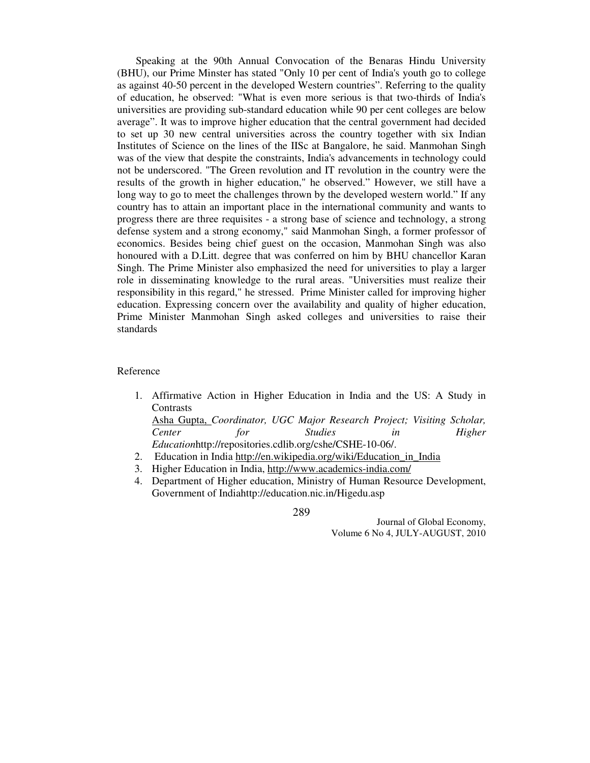Speaking at the 90th Annual Convocation of the Benaras Hindu University (BHU), our Prime Minster has stated "Only 10 per cent of India's youth go to college as against 40-50 percent in the developed Western countries". Referring to the quality of education, he observed: "What is even more serious is that two-thirds of India's universities are providing sub-standard education while 90 per cent colleges are below average". It was to improve higher education that the central government had decided to set up 30 new central universities across the country together with six Indian Institutes of Science on the lines of the IISc at Bangalore, he said. Manmohan Singh was of the view that despite the constraints, India's advancements in technology could not be underscored. "The Green revolution and IT revolution in the country were the results of the growth in higher education," he observed." However, we still have a long way to go to meet the challenges thrown by the developed western world." If any country has to attain an important place in the international community and wants to progress there are three requisites - a strong base of science and technology, a strong defense system and a strong economy," said Manmohan Singh, a former professor of economics. Besides being chief guest on the occasion, Manmohan Singh was also honoured with a D.Litt. degree that was conferred on him by BHU chancellor Karan Singh. The Prime Minister also emphasized the need for universities to play a larger role in disseminating knowledge to the rural areas. "Universities must realize their responsibility in this regard," he stressed. Prime Minister called for improving higher education. Expressing concern over the availability and quality of higher education, Prime Minister Manmohan Singh asked colleges and universities to raise their standards

Reference

1. Affirmative Action in Higher Education in India and the US: A Study in Contrasts
   Asha Gupta, *Coordinator, UGC Major Research Project; Visiting Scholar, Center for Studies in Higher Education*http://repositories.cdlib.org/cshe/CSHE-10-06/.
2. Education in India http://en.wikipedia.org/wiki/Education_in_India
3. Higher Education in India, http://www.academics-india.com/
4. Department of Higher education, Ministry of Human Resource Development, Government of Indiahttp://education.nic.in/Higedu.asp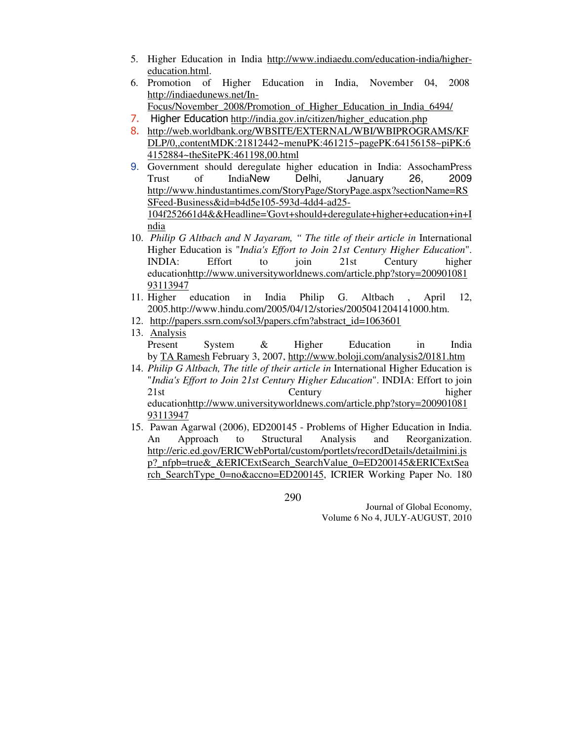5. Higher Education in India http://www.indiaedu.com/education-india/higher-education.html.
6. Promotion of Higher Education in India, November 04, 2008 http://indiaedunews.net/In-Focus/November_2008/Promotion_of_Higher_Education_in_India_6494/
7. Higher Education http://india.gov.in/citizen/higher_education.php
8. http://web.worldbank.org/WBSITE/EXTERNAL/WBI/WBIPROGRAMS/KFDLP/0,,contentMDK:21812442~menuPK:461215~pagePK:64156158~piPK:64152884~theSitePK:461198,00.html
9. Government should deregulate higher education in India: AssochamPress Trust of IndiaNew Delhi, January 26, 2009 http://www.hindustantimes.com/StoryPage/StoryPage.aspx?sectionName=RSSFeed-Business&id=b4d5e105-593d-4dd4-ad25-104f252661d4&&Headline='Govt+should+deregulate+higher+education+in+India
10. *Philip G Altbach and N Jayaram, " The title of their article in* International Higher Education is "*India's Effort to Join 21st Century Higher Education*". INDIA: Effort to join 21st Century higher educationhttp://www.universityworldnews.com/article.php?story=20090108193113947
11. Higher education in India Philip G. Altbach , April 12, 2005.http://www.hindu.com/2005/04/12/stories/2005041204141000.htm.
12. http://papers.ssrn.com/sol3/papers.cfm?abstract_id=1063601
13. Analysis
    Present System & Higher Education in India by TA Ramesh February 3, 2007, http://www.boloji.com/analysis2/0181.htm
14. *Philip G Altbach, The title of their article in* International Higher Education is "*India's Effort to Join 21st Century Higher Education*". INDIA: Effort to join 21st Century higher educationhttp://www.universityworldnews.com/article.php?story=20090108193113947
15. Pawan Agarwal (2006), ED200145 - Problems of Higher Education in India. An Approach to Structural Analysis and Reorganization. http://eric.ed.gov/ERICWebPortal/custom/portlets/recordDetails/detailmini.jsp?_nfpb=true&_&ERICExtSearch_SearchValue_0=ED200145&ERICExtSearch_SearchType_0=no&accno=ED200145, ICRIER Working Paper No. 180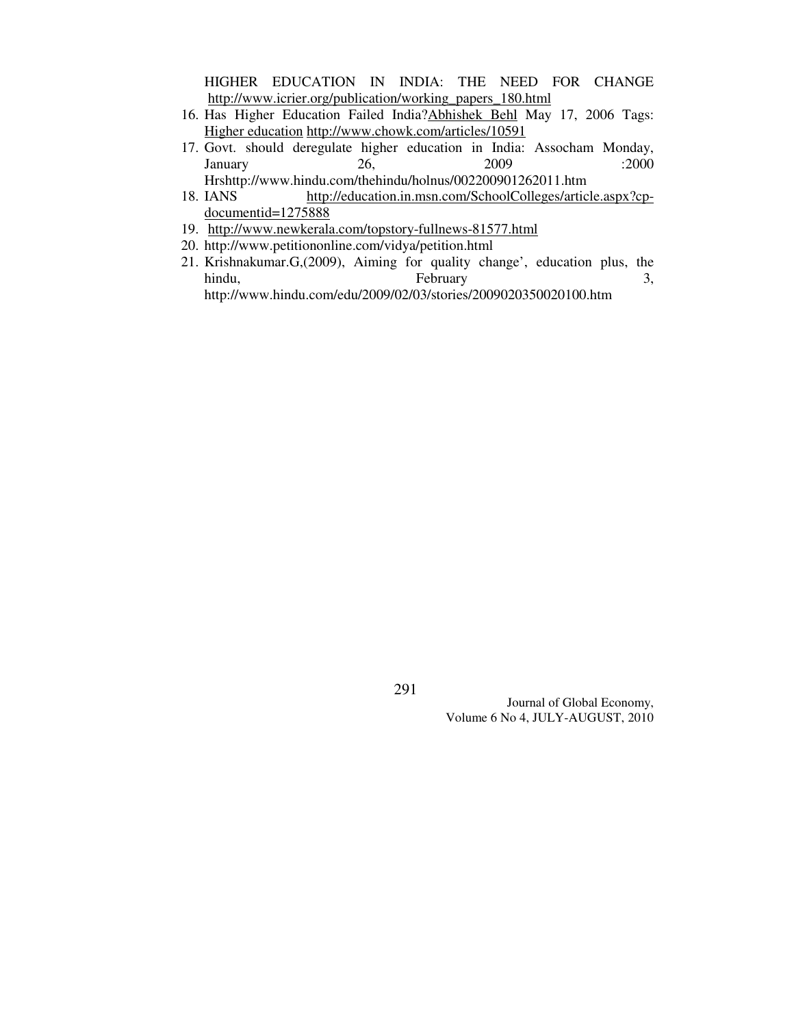HIGHER EDUCATION IN INDIA: THE NEED FOR CHANGE http://www.icrier.org/publication/working_papers_180.html

16. Has Higher Education Failed India?Abhishek Behl May 17, 2006 Tags: Higher education http://www.chowk.com/articles/10591
17. Govt. should deregulate higher education in India: Assocham Monday, January 26, 2009 :2000 Hrshttp://www.hindu.com/thehindu/holnus/002200901262011.htm
18. IANS http://education.in.msn.com/SchoolColleges/article.aspx?cp-documentid=1275888
19. http://www.newkerala.com/topstory-fullnews-81577.html
20. http://www.petitiononline.com/vidya/petition.html
21. Krishnakumar.G,(2009), Aiming for quality change', education plus, the hindu, February 3, http://www.hindu.com/edu/2009/02/03/stories/2009020350020100.htm